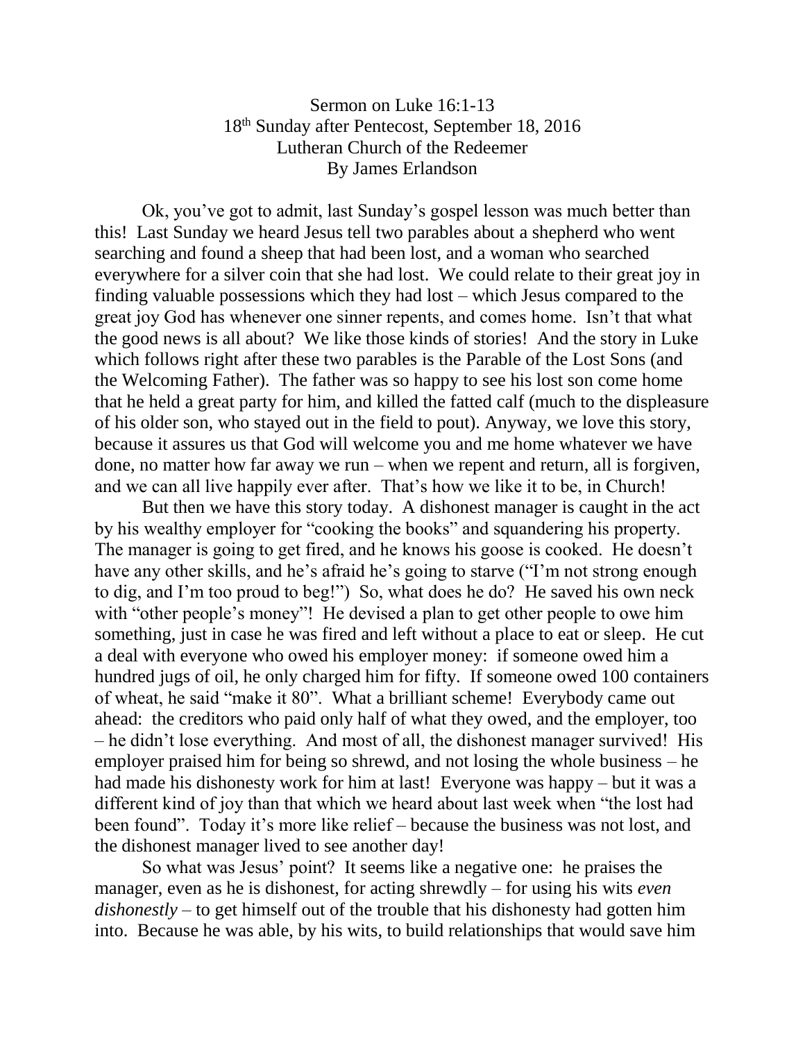Sermon on Luke 16:1-13

18th Sunday after Pentecost, September 18, 2016

Lutheran Church of the Redeemer

By James Erlandson

Ok, you've got to admit, last Sunday's gospel lesson was much better than this! Last Sunday we heard Jesus tell two parables about a shepherd who went searching and found a sheep that had been lost, and a woman who searched everywhere for a silver coin that she had lost. We could relate to their great joy in finding valuable possessions which they had lost – which Jesus compared to the great joy God has whenever one sinner repents, and comes home. Isn't that what the good news is all about? We like those kinds of stories! And the story in Luke which follows right after these two parables is the Parable of the Lost Sons (and the Welcoming Father). The father was so happy to see his lost son come home that he held a great party for him, and killed the fatted calf (much to the displeasure of his older son, who stayed out in the field to pout). Anyway, we love this story, because it assures us that God will welcome you and me home whatever we have done, no matter how far away we run – when we repent and return, all is forgiven, and we can all live happily ever after. That's how we like it to be, in Church!

But then we have this story today. A dishonest manager is caught in the act by his wealthy employer for "cooking the books" and squandering his property. The manager is going to get fired, and he knows his goose is cooked. He doesn't have any other skills, and he's afraid he's going to starve ("I'm not strong enough to dig, and I'm too proud to beg!") So, what does he do? He saved his own neck with "other people's money"! He devised a plan to get other people to owe him something, just in case he was fired and left without a place to eat or sleep. He cut a deal with everyone who owed his employer money: if someone owed him a hundred jugs of oil, he only charged him for fifty. If someone owed 100 containers of wheat, he said "make it 80". What a brilliant scheme! Everybody came out ahead: the creditors who paid only half of what they owed, and the employer, too – he didn't lose everything. And most of all, the dishonest manager survived! His employer praised him for being so shrewd, and not losing the whole business – he had made his dishonesty work for him at last! Everyone was happy – but it was a different kind of joy than that which we heard about last week when "the lost had been found". Today it's more like relief – because the business was not lost, and the dishonest manager lived to see another day!

So what was Jesus' point? It seems like a negative one: he praises the manager, even as he is dishonest, for acting shrewdly – for using his wits *even dishonestly* – to get himself out of the trouble that his dishonesty had gotten him into. Because he was able, by his wits, to build relationships that would save him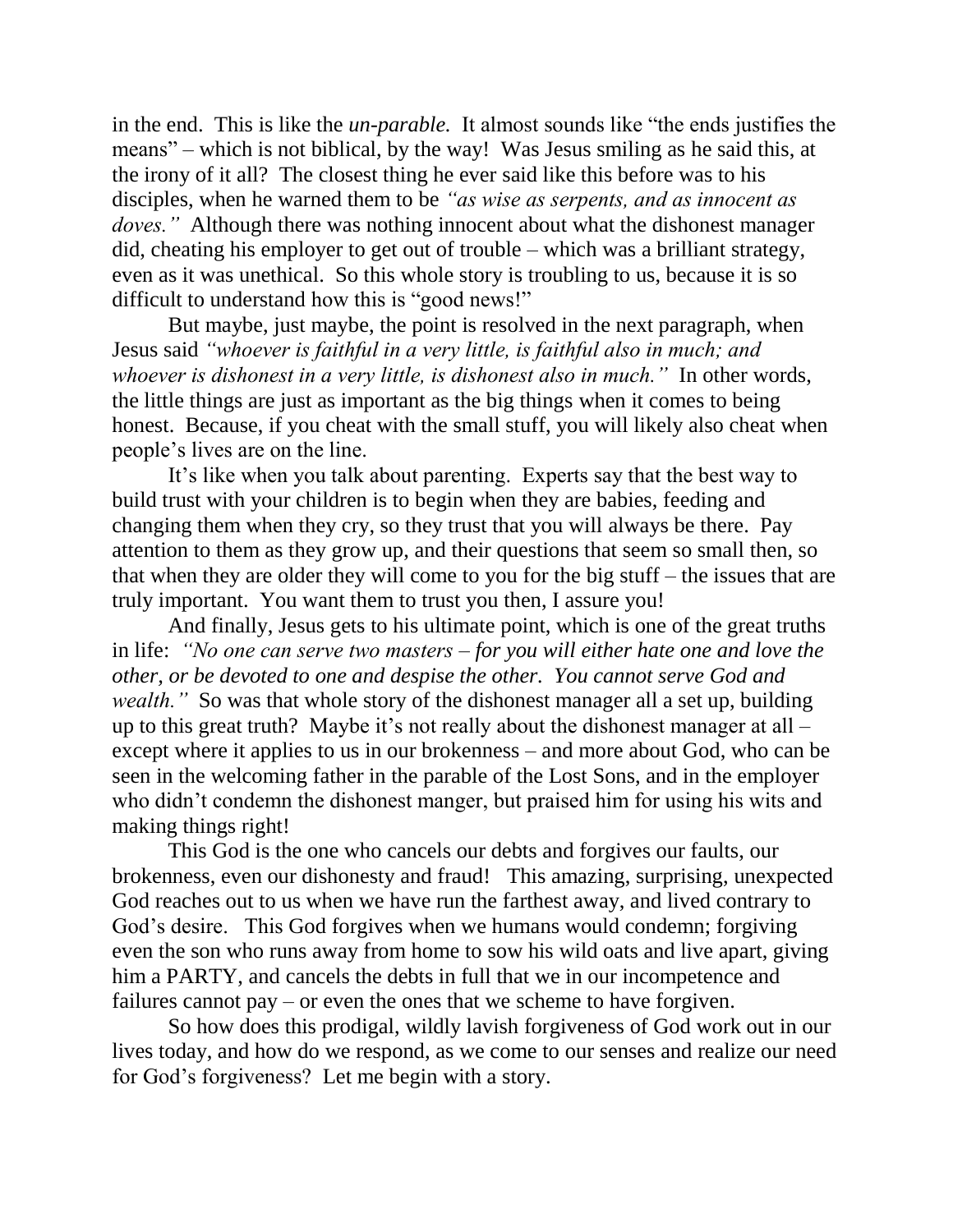in the end. This is like the *un-parable.* It almost sounds like "the ends justifies the means" – which is not biblical, by the way! Was Jesus smiling as he said this, at the irony of it all? The closest thing he ever said like this before was to his disciples, when he warned them to be *"as wise as serpents, and as innocent as doves."* Although there was nothing innocent about what the dishonest manager did, cheating his employer to get out of trouble – which was a brilliant strategy, even as it was unethical. So this whole story is troubling to us, because it is so difficult to understand how this is "good news!"

But maybe, just maybe, the point is resolved in the next paragraph, when Jesus said *"whoever is faithful in a very little, is faithful also in much; and whoever is dishonest in a very little, is dishonest also in much."* In other words, the little things are just as important as the big things when it comes to being honest. Because, if you cheat with the small stuff, you will likely also cheat when people's lives are on the line.

It's like when you talk about parenting. Experts say that the best way to build trust with your children is to begin when they are babies, feeding and changing them when they cry, so they trust that you will always be there. Pay attention to them as they grow up, and their questions that seem so small then, so that when they are older they will come to you for the big stuff – the issues that are truly important. You want them to trust you then, I assure you!

And finally, Jesus gets to his ultimate point, which is one of the great truths in life: *"No one can serve two masters – for you will either hate one and love the other, or be devoted to one and despise the other. You cannot serve God and wealth."* So was that whole story of the dishonest manager all a set up, building up to this great truth? Maybe it's not really about the dishonest manager at all – except where it applies to us in our brokenness – and more about God, who can be seen in the welcoming father in the parable of the Lost Sons, and in the employer who didn't condemn the dishonest manger, but praised him for using his wits and making things right!

This God is the one who cancels our debts and forgives our faults, our brokenness, even our dishonesty and fraud! This amazing, surprising, unexpected God reaches out to us when we have run the farthest away, and lived contrary to God's desire. This God forgives when we humans would condemn; forgiving even the son who runs away from home to sow his wild oats and live apart, giving him a PARTY, and cancels the debts in full that we in our incompetence and failures cannot pay – or even the ones that we scheme to have forgiven.

So how does this prodigal, wildly lavish forgiveness of God work out in our lives today, and how do we respond, as we come to our senses and realize our need for God's forgiveness? Let me begin with a story.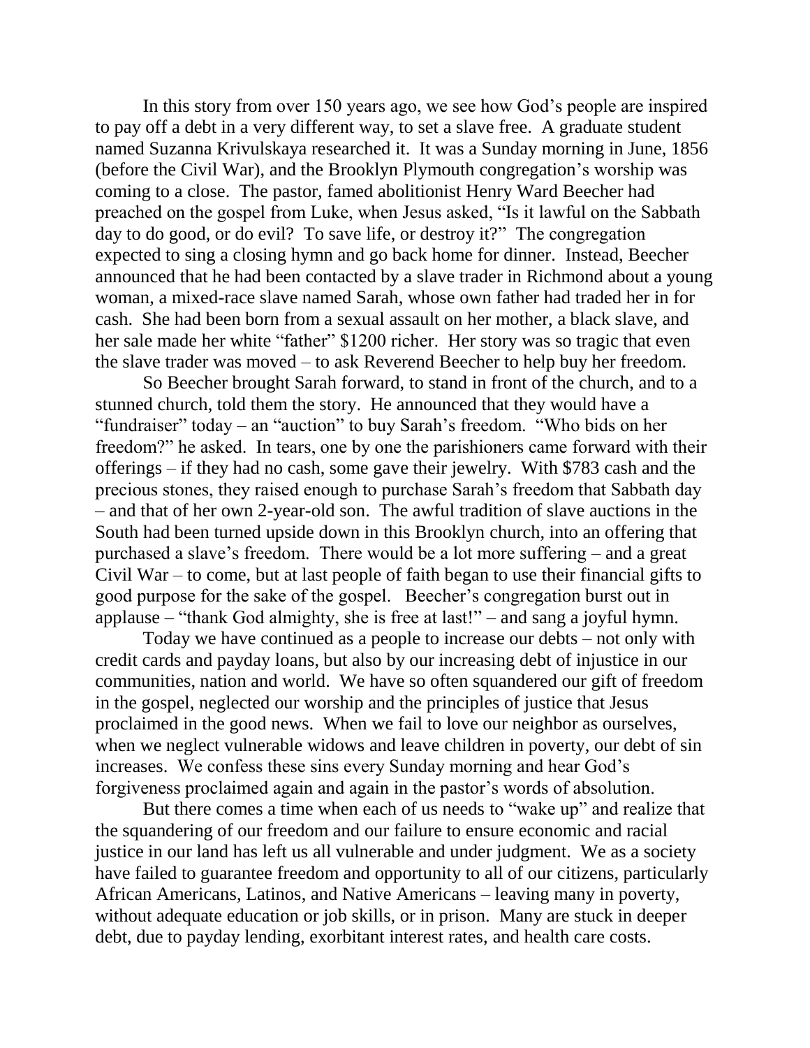In this story from over 150 years ago, we see how God's people are inspired to pay off a debt in a very different way, to set a slave free. A graduate student named Suzanna Krivulskaya researched it. It was a Sunday morning in June, 1856 (before the Civil War), and the Brooklyn Plymouth congregation's worship was coming to a close. The pastor, famed abolitionist Henry Ward Beecher had preached on the gospel from Luke, when Jesus asked, "Is it lawful on the Sabbath day to do good, or do evil? To save life, or destroy it?" The congregation expected to sing a closing hymn and go back home for dinner. Instead, Beecher announced that he had been contacted by a slave trader in Richmond about a young woman, a mixed-race slave named Sarah, whose own father had traded her in for cash. She had been born from a sexual assault on her mother, a black slave, and her sale made her white "father" $1200 richer. Her story was so tragic that even the slave trader was moved – to ask Reverend Beecher to help buy her freedom.

So Beecher brought Sarah forward, to stand in front of the church, and to a stunned church, told them the story. He announced that they would have a "fundraiser" today – an "auction" to buy Sarah's freedom. "Who bids on her freedom?" he asked. In tears, one by one the parishioners came forward with their offerings – if they had no cash, some gave their jewelry. With $783 cash and the precious stones, they raised enough to purchase Sarah's freedom that Sabbath day – and that of her own 2-year-old son. The awful tradition of slave auctions in the South had been turned upside down in this Brooklyn church, into an offering that purchased a slave's freedom. There would be a lot more suffering – and a great Civil War – to come, but at last people of faith began to use their financial gifts to good purpose for the sake of the gospel. Beecher's congregation burst out in applause – "thank God almighty, she is free at last!" – and sang a joyful hymn.

Today we have continued as a people to increase our debts – not only with credit cards and payday loans, but also by our increasing debt of injustice in our communities, nation and world. We have so often squandered our gift of freedom in the gospel, neglected our worship and the principles of justice that Jesus proclaimed in the good news. When we fail to love our neighbor as ourselves, when we neglect vulnerable widows and leave children in poverty, our debt of sin increases. We confess these sins every Sunday morning and hear God's forgiveness proclaimed again and again in the pastor's words of absolution.

But there comes a time when each of us needs to "wake up" and realize that the squandering of our freedom and our failure to ensure economic and racial justice in our land has left us all vulnerable and under judgment. We as a society have failed to guarantee freedom and opportunity to all of our citizens, particularly African Americans, Latinos, and Native Americans – leaving many in poverty, without adequate education or job skills, or in prison. Many are stuck in deeper debt, due to payday lending, exorbitant interest rates, and health care costs.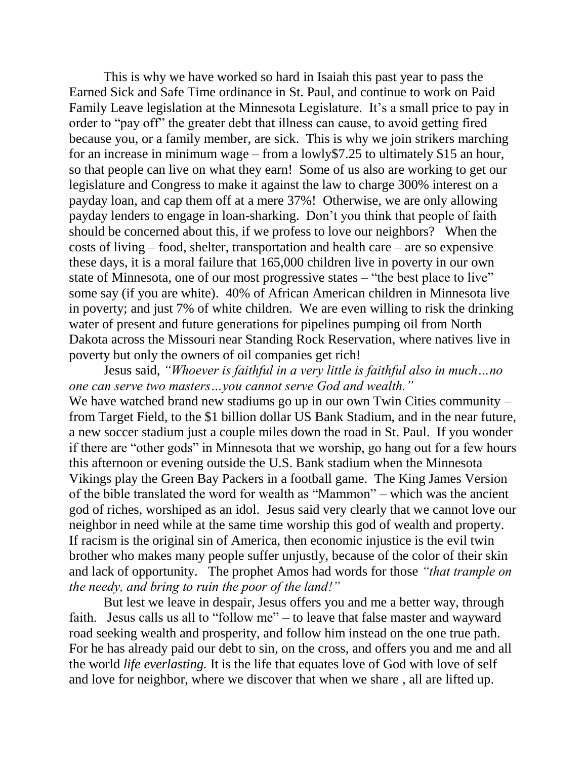This is why we have worked so hard in Isaiah this past year to pass the Earned Sick and Safe Time ordinance in St. Paul, and continue to work on Paid Family Leave legislation at the Minnesota Legislature. It's a small price to pay in order to "pay off" the greater debt that illness can cause, to avoid getting fired because you, or a family member, are sick. This is why we join strikers marching for an increase in minimum wage – from a lowly$7.25 to ultimately $15 an hour, so that people can live on what they earn! Some of us also are working to get our legislature and Congress to make it against the law to charge 300% interest on a payday loan, and cap them off at a mere 37%! Otherwise, we are only allowing payday lenders to engage in loan-sharking. Don't you think that people of faith should be concerned about this, if we profess to love our neighbors? When the costs of living – food, shelter, transportation and health care – are so expensive these days, it is a moral failure that 165,000 children live in poverty in our own state of Minnesota, one of our most progressive states – "the best place to live" some say (if you are white). 40% of African American children in Minnesota live in poverty; and just 7% of white children. We are even willing to risk the drinking water of present and future generations for pipelines pumping oil from North Dakota across the Missouri near Standing Rock Reservation, where natives live in poverty but only the owners of oil companies get rich!

Jesus said, *"Whoever is faithful in a very little is faithful also in much…no one can serve two masters…you cannot serve God and wealth."*

We have watched brand new stadiums go up in our own Twin Cities community – from Target Field, to the $1 billion dollar US Bank Stadium, and in the near future, a new soccer stadium just a couple miles down the road in St. Paul. If you wonder if there are "other gods" in Minnesota that we worship, go hang out for a few hours this afternoon or evening outside the U.S. Bank stadium when the Minnesota Vikings play the Green Bay Packers in a football game. The King James Version of the bible translated the word for wealth as "Mammon" – which was the ancient god of riches, worshiped as an idol. Jesus said very clearly that we cannot love our neighbor in need while at the same time worship this god of wealth and property. If racism is the original sin of America, then economic injustice is the evil twin brother who makes many people suffer unjustly, because of the color of their skin and lack of opportunity. The prophet Amos had words for those *"that trample on the needy, and bring to ruin the poor of the land!"*

But lest we leave in despair, Jesus offers you and me a better way, through faith. Jesus calls us all to "follow me" – to leave that false master and wayward road seeking wealth and prosperity, and follow him instead on the one true path. For he has already paid our debt to sin, on the cross, and offers you and me and all the world *life everlasting.* It is the life that equates love of God with love of self and love for neighbor, where we discover that when we share , all are lifted up.